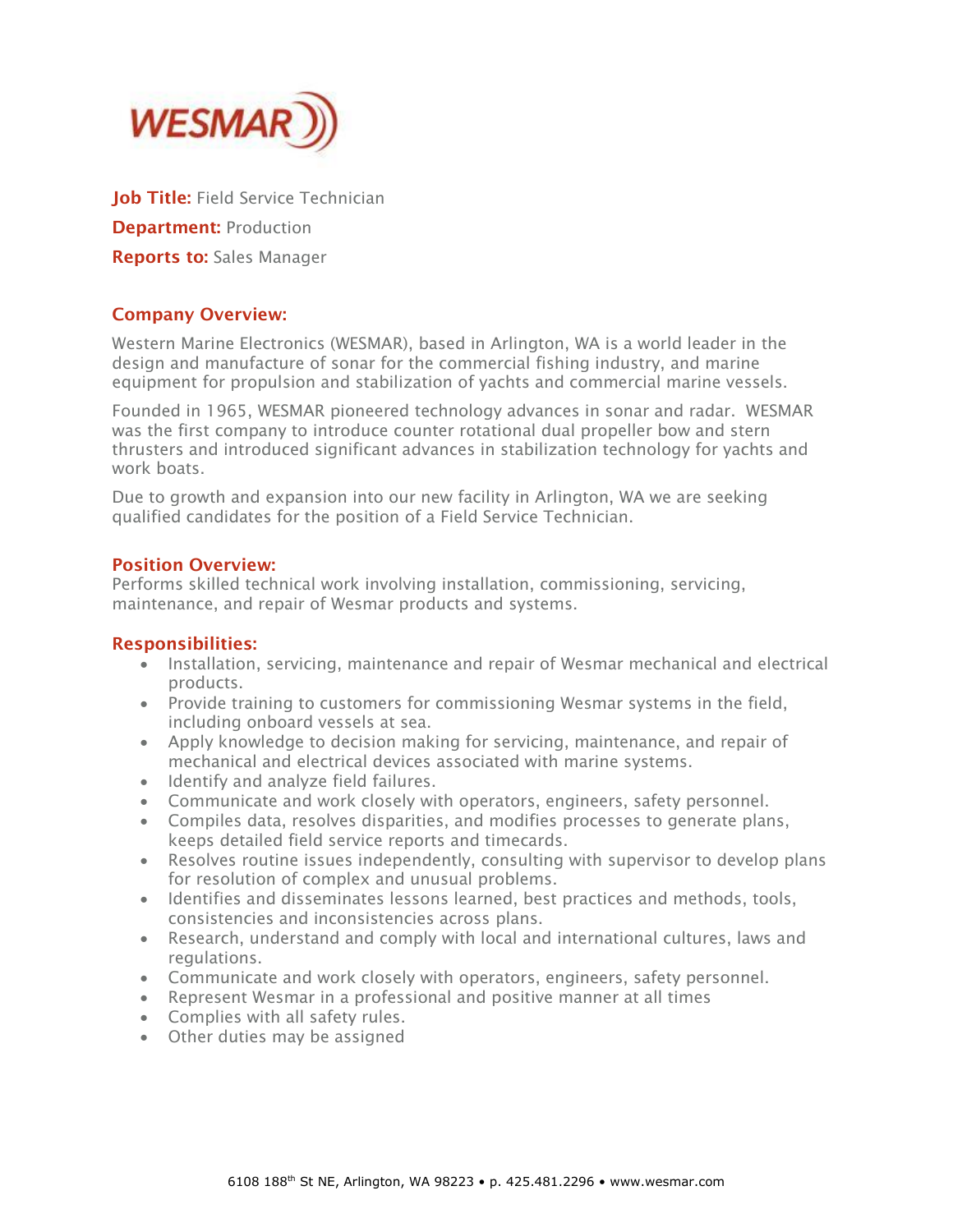# WESMAR

**Job Title:** Field Service Technician

**Department:** Production

**Reports to:** Sales Manager

## Company Overview:

Western Marine Electronics (WESMAR), based in Arlington, WA is a world leader in the design and manufacture of sonar for the commercial fishing industry, and marine equipment for propulsion and stabilization of yachts and commercial marine vessels.

Founded in 1965, WESMAR pioneered technology advances in sonar and radar. WESMAR was the first company to introduce counter rotational dual propeller bow and stern thrusters and introduced significant advances in stabilization technology for yachts and work boats.

Due to growth and expansion into our new facility in Arlington, WA we are seeking qualified candidates for the position of a Field Service Technician.

## Position Overview:

Performs skilled technical work involving installation, commissioning, servicing, maintenance, and repair of Wesmar products and systems.

## Responsibilities:

- Installation, servicing, maintenance and repair of Wesmar mechanical and electrical products.
- Provide training to customers for commissioning Wesmar systems in the field, including onboard vessels at sea.
- Apply knowledge to decision making for servicing, maintenance, and repair of mechanical and electrical devices associated with marine systems.
- Identify and analyze field failures.
- Communicate and work closely with operators, engineers, safety personnel.
- Compiles data, resolves disparities, and modifies processes to generate plans, keeps detailed field service reports and timecards.
- Resolves routine issues independently, consulting with supervisor to develop plans for resolution of complex and unusual problems.
- Identifies and disseminates lessons learned, best practices and methods, tools, consistencies and inconsistencies across plans.
- Research, understand and comply with local and international cultures, laws and regulations.
- Communicate and work closely with operators, engineers, safety personnel.
- Represent Wesmar in a professional and positive manner at all times
- Complies with all safety rules.
- Other duties may be assigned

6108 188th St NE, Arlington, WA 98223 • p. 425.481.2296 • www.wesmar.com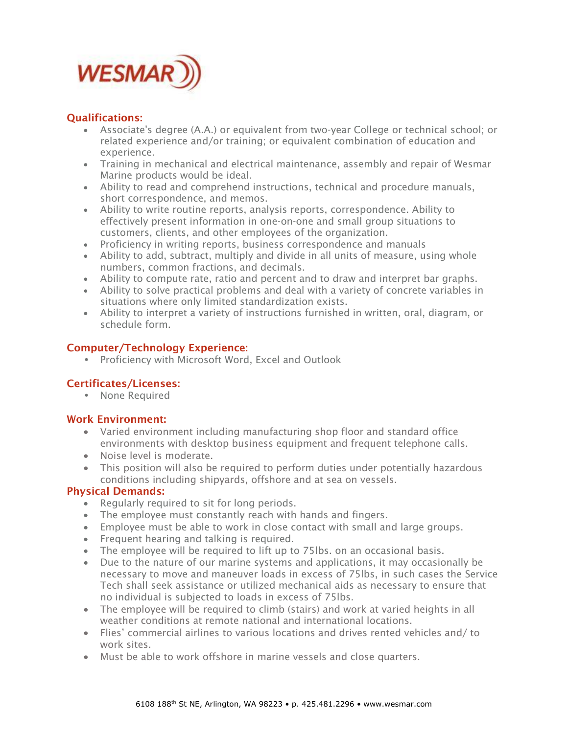## Qualifications:

- Associate's degree (A.A.) or equivalent from two-year College or technical school; or related experience and/or training; or equivalent combination of education and experience.
- Training in mechanical and electrical maintenance, assembly and repair of Wesmar Marine products would be ideal.
- Ability to read and comprehend instructions, technical and procedure manuals, short correspondence, and memos.
- Ability to write routine reports, analysis reports, correspondence. Ability to effectively present information in one-on-one and small group situations to customers, clients, and other employees of the organization.
- Proficiency in writing reports, business correspondence and manuals
- Ability to add, subtract, multiply and divide in all units of measure, using whole numbers, common fractions, and decimals.
- Ability to compute rate, ratio and percent and to draw and interpret bar graphs.
- Ability to solve practical problems and deal with a variety of concrete variables in situations where only limited standardization exists.
- Ability to interpret a variety of instructions furnished in written, oral, diagram, or schedule form.

## Computer/Technology Experience:

- Proficiency with Microsoft Word, Excel and Outlook

## Certificates/Licenses:

- None Required

## Work Environment:

- Varied environment including manufacturing shop floor and standard office environments with desktop business equipment and frequent telephone calls.
- Noise level is moderate.
- This position will also be required to perform duties under potentially hazardous conditions including shipyards, offshore and at sea on vessels.

## Physical Demands:

- Regularly required to sit for long periods.
- The employee must constantly reach with hands and fingers.
- Employee must be able to work in close contact with small and large groups.
- Frequent hearing and talking is required.
- The employee will be required to lift up to 75lbs. on an occasional basis.
- Due to the nature of our marine systems and applications, it may occasionally be necessary to move and maneuver loads in excess of 75lbs, in such cases the Service Tech shall seek assistance or utilized mechanical aids as necessary to ensure that no individual is subjected to loads in excess of 75lbs.
- The employee will be required to climb (stairs) and work at varied heights in all weather conditions at remote national and international locations.
- Flies' commercial airlines to various locations and drives rented vehicles and/ to work sites.
- Must be able to work offshore in marine vessels and close quarters.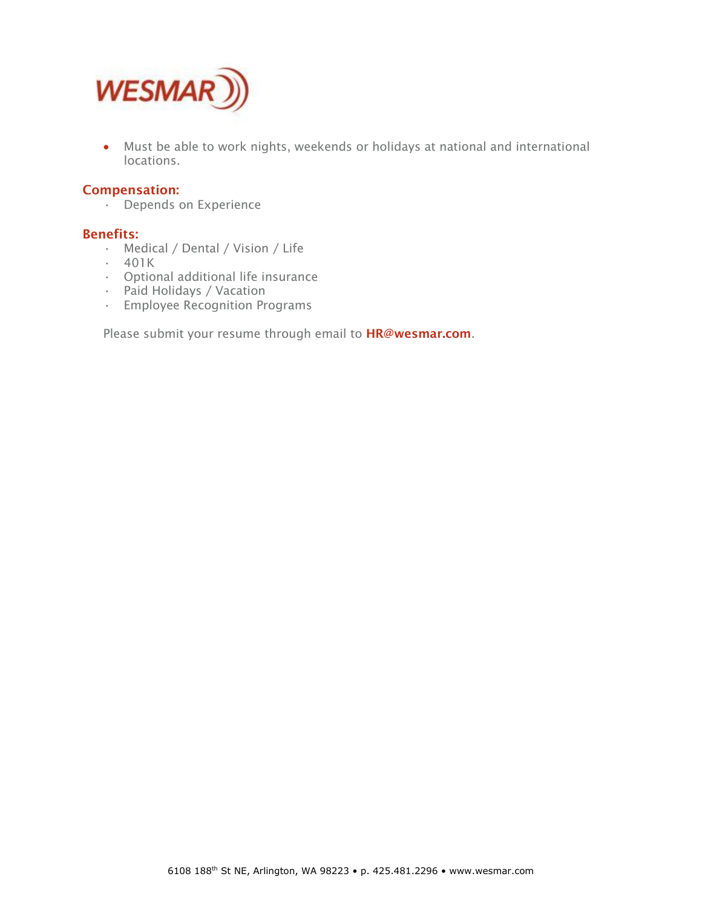- Must be able to work nights, weekends or holidays at national and international locations.

**Compensation:**

- Depends on Experience

**Benefits:**

- Medical / Dental / Vision / Life
- 401K
- Optional additional life insurance
- Paid Holidays / Vacation
- Employee Recognition Programs

Please submit your resume through email to **HR@wesmar.com**.